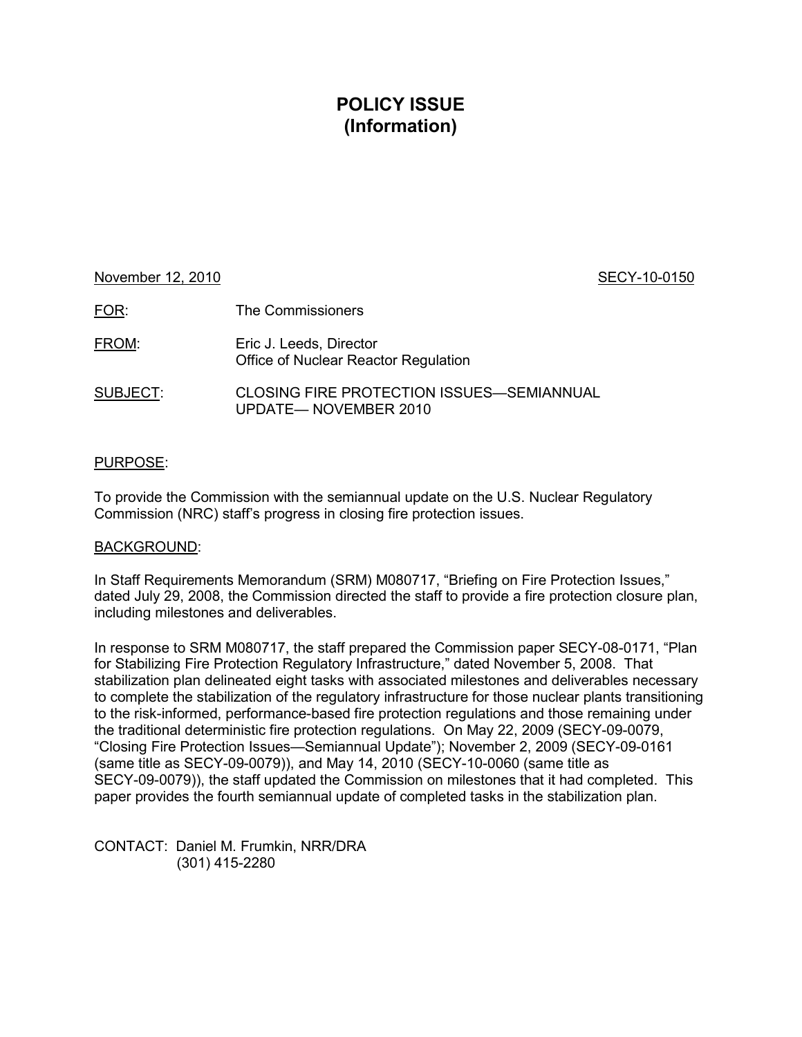# POLICY ISSUE
## (Information)

November 12, 2010 SECY-10-0150

FOR: The Commissioners

FROM: Eric J. Leeds, Director
Office of Nuclear Reactor Regulation

SUBJECT: CLOSING FIRE PROTECTION ISSUES—SEMIANNUAL UPDATE— NOVEMBER 2010

PURPOSE:

To provide the Commission with the semiannual update on the U.S. Nuclear Regulatory Commission (NRC) staff's progress in closing fire protection issues.

BACKGROUND:

In Staff Requirements Memorandum (SRM) M080717, "Briefing on Fire Protection Issues," dated July 29, 2008, the Commission directed the staff to provide a fire protection closure plan, including milestones and deliverables.

In response to SRM M080717, the staff prepared the Commission paper SECY-08-0171, "Plan for Stabilizing Fire Protection Regulatory Infrastructure," dated November 5, 2008. That stabilization plan delineated eight tasks with associated milestones and deliverables necessary to complete the stabilization of the regulatory infrastructure for those nuclear plants transitioning to the risk-informed, performance-based fire protection regulations and those remaining under the traditional deterministic fire protection regulations. On May 22, 2009 (SECY-09-0079, "Closing Fire Protection Issues—Semiannual Update"); November 2, 2009 (SECY-09-0161 (same title as SECY-09-0079)), and May 14, 2010 (SECY-10-0060 (same title as SECY-09-0079)), the staff updated the Commission on milestones that it had completed. This paper provides the fourth semiannual update of completed tasks in the stabilization plan.

CONTACT: Daniel M. Frumkin, NRR/DRA
(301) 415-2280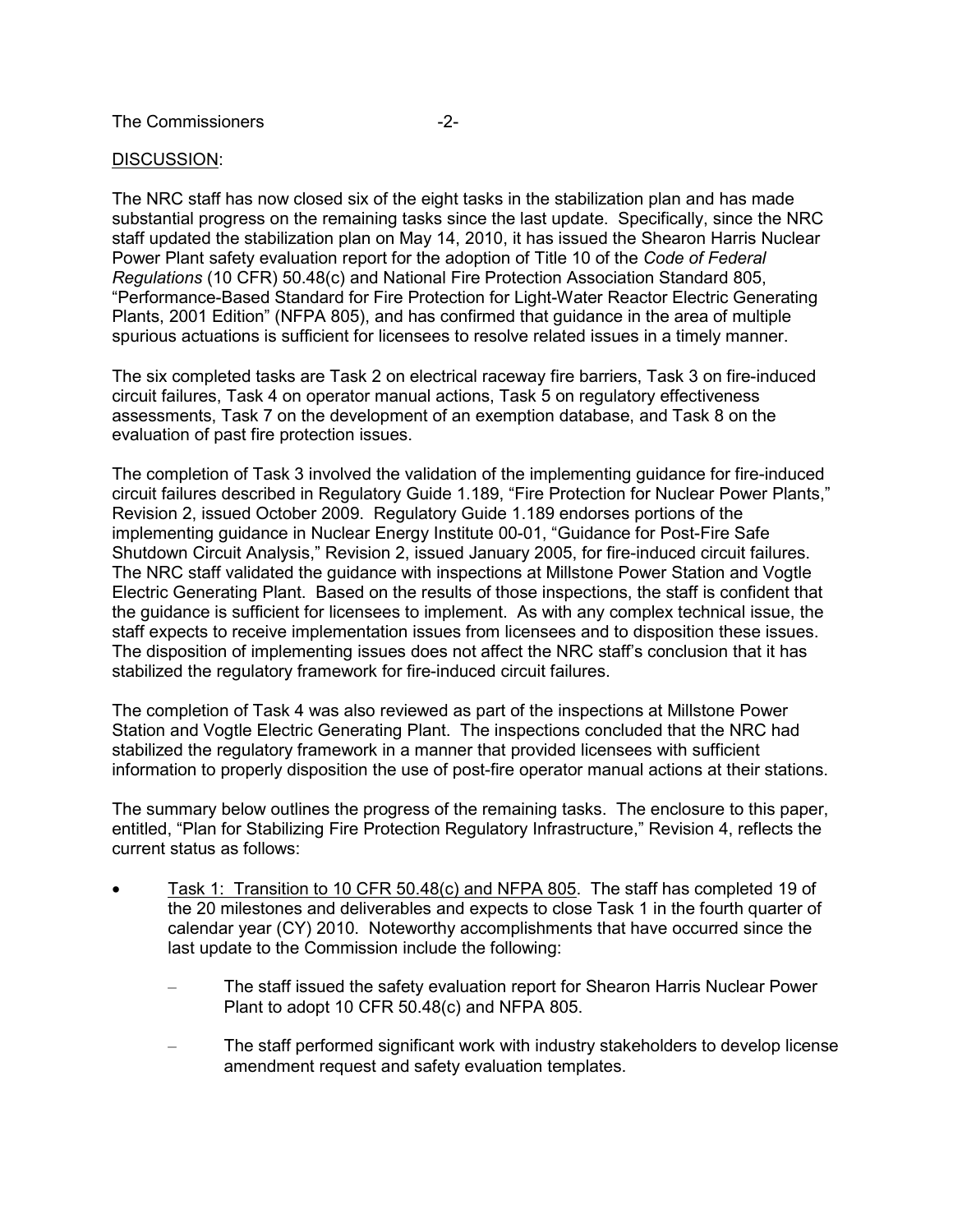DISCUSSION:

The NRC staff has now closed six of the eight tasks in the stabilization plan and has made substantial progress on the remaining tasks since the last update. Specifically, since the NRC staff updated the stabilization plan on May 14, 2010, it has issued the Shearon Harris Nuclear Power Plant safety evaluation report for the adoption of Title 10 of the *Code of Federal Regulations* (10 CFR) 50.48(c) and National Fire Protection Association Standard 805, "Performance-Based Standard for Fire Protection for Light-Water Reactor Electric Generating Plants, 2001 Edition" (NFPA 805), and has confirmed that guidance in the area of multiple spurious actuations is sufficient for licensees to resolve related issues in a timely manner.

The six completed tasks are Task 2 on electrical raceway fire barriers, Task 3 on fire-induced circuit failures, Task 4 on operator manual actions, Task 5 on regulatory effectiveness assessments, Task 7 on the development of an exemption database, and Task 8 on the evaluation of past fire protection issues.

The completion of Task 3 involved the validation of the implementing guidance for fire-induced circuit failures described in Regulatory Guide 1.189, "Fire Protection for Nuclear Power Plants," Revision 2, issued October 2009. Regulatory Guide 1.189 endorses portions of the implementing guidance in Nuclear Energy Institute 00-01, "Guidance for Post-Fire Safe Shutdown Circuit Analysis," Revision 2, issued January 2005, for fire-induced circuit failures. The NRC staff validated the guidance with inspections at Millstone Power Station and Vogtle Electric Generating Plant. Based on the results of those inspections, the staff is confident that the guidance is sufficient for licensees to implement. As with any complex technical issue, the staff expects to receive implementation issues from licensees and to disposition these issues. The disposition of implementing issues does not affect the NRC staff's conclusion that it has stabilized the regulatory framework for fire-induced circuit failures.

The completion of Task 4 was also reviewed as part of the inspections at Millstone Power Station and Vogtle Electric Generating Plant. The inspections concluded that the NRC had stabilized the regulatory framework in a manner that provided licensees with sufficient information to properly disposition the use of post-fire operator manual actions at their stations.

The summary below outlines the progress of the remaining tasks. The enclosure to this paper, entitled, "Plan for Stabilizing Fire Protection Regulatory Infrastructure," Revision 4, reflects the current status as follows:

- Task 1: Transition to 10 CFR 50.48(c) and NFPA 805. The staff has completed 19 of the 20 milestones and deliverables and expects to close Task 1 in the fourth quarter of calendar year (CY) 2010. Noteworthy accomplishments that have occurred since the last update to the Commission include the following:
  - The staff issued the safety evaluation report for Shearon Harris Nuclear Power Plant to adopt 10 CFR 50.48(c) and NFPA 805.
  - The staff performed significant work with industry stakeholders to develop license amendment request and safety evaluation templates.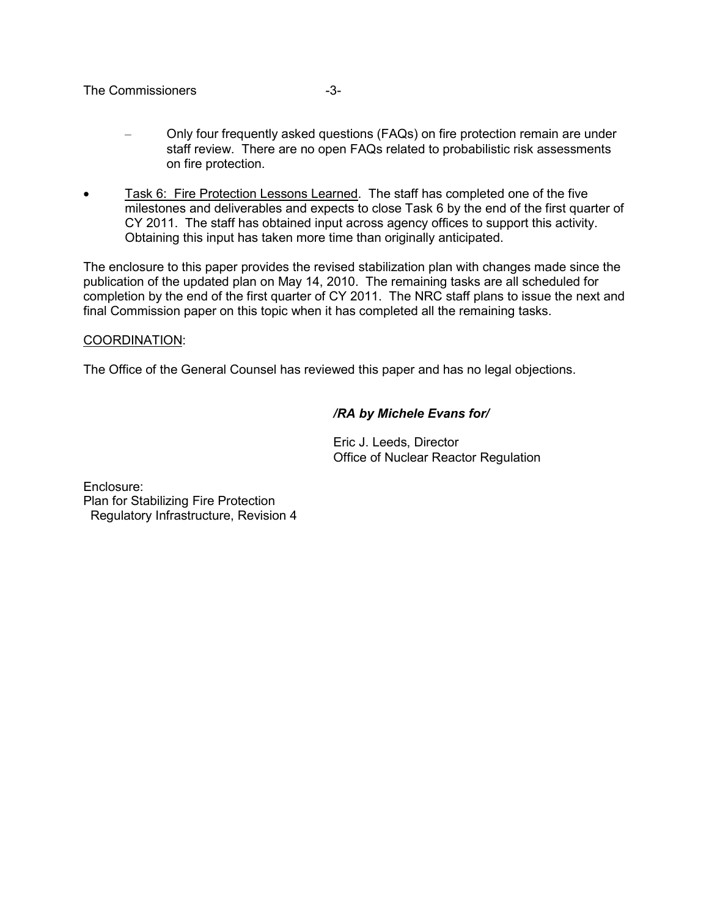- Only four frequently asked questions (FAQs) on fire protection remain are under staff review. There are no open FAQs related to probabilistic risk assessments on fire protection.

- Task 6: Fire Protection Lessons Learned. The staff has completed one of the five milestones and deliverables and expects to close Task 6 by the end of the first quarter of CY 2011. The staff has obtained input across agency offices to support this activity. Obtaining this input has taken more time than originally anticipated.

The enclosure to this paper provides the revised stabilization plan with changes made since the publication of the updated plan on May 14, 2010. The remaining tasks are all scheduled for completion by the end of the first quarter of CY 2011. The NRC staff plans to issue the next and final Commission paper on this topic when it has completed all the remaining tasks.

COORDINATION:

The Office of the General Counsel has reviewed this paper and has no legal objections.

***/RA by Michele Evans for/***

Eric J. Leeds, Director
Office of Nuclear Reactor Regulation

Enclosure:
Plan for Stabilizing Fire Protection
Regulatory Infrastructure, Revision 4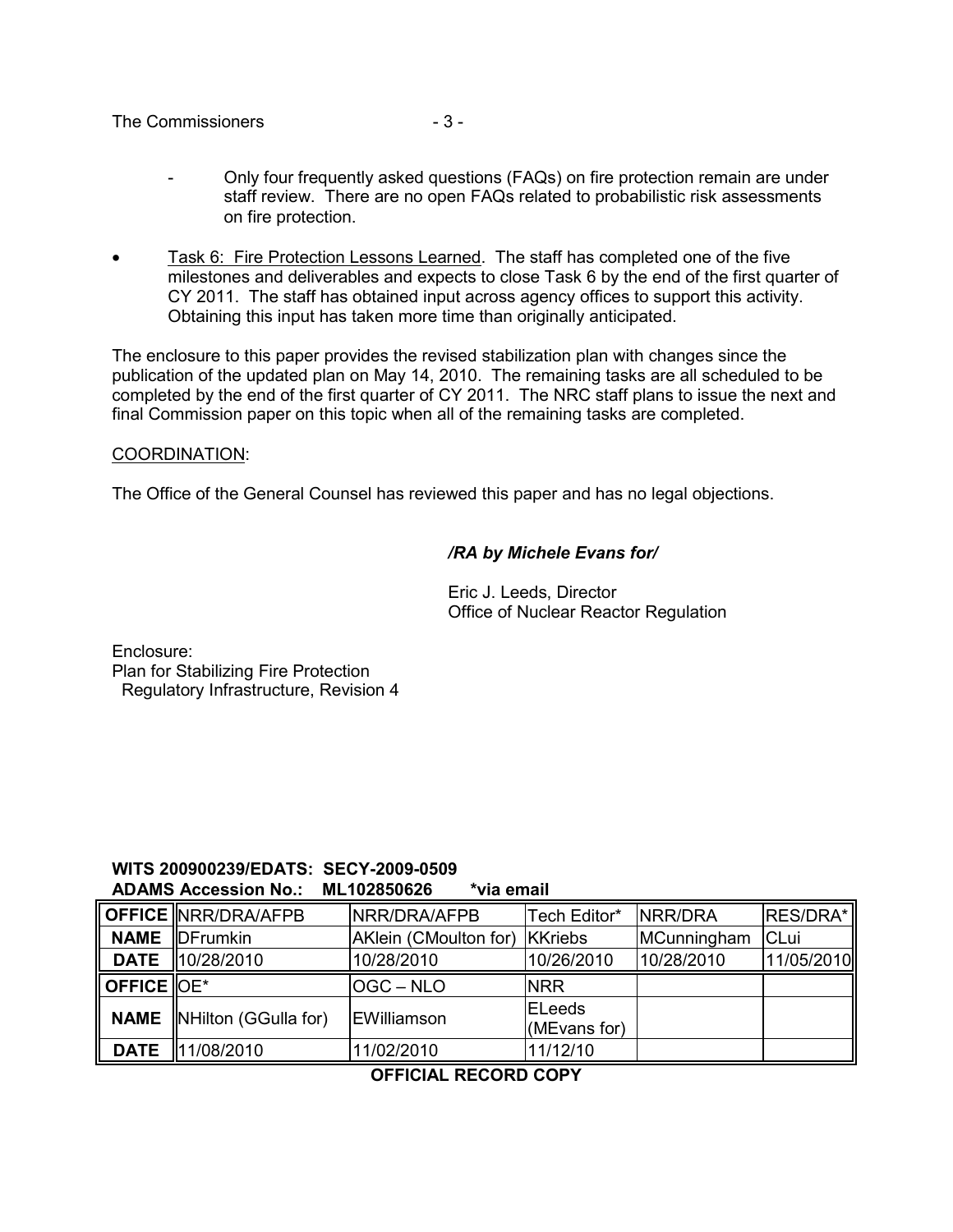- Only four frequently asked questions (FAQs) on fire protection remain are under staff review. There are no open FAQs related to probabilistic risk assessments on fire protection.

- Task 6: Fire Protection Lessons Learned. The staff has completed one of the five milestones and deliverables and expects to close Task 6 by the end of the first quarter of CY 2011. The staff has obtained input across agency offices to support this activity. Obtaining this input has taken more time than originally anticipated.

The enclosure to this paper provides the revised stabilization plan with changes since the publication of the updated plan on May 14, 2010. The remaining tasks are all scheduled to be completed by the end of the first quarter of CY 2011. The NRC staff plans to issue the next and final Commission paper on this topic when all of the remaining tasks are completed.

COORDINATION:

The Office of the General Counsel has reviewed this paper and has no legal objections.

*/RA by Michele Evans for/*

Eric J. Leeds, Director
Office of Nuclear Reactor Regulation

Enclosure:
Plan for Stabilizing Fire Protection
Regulatory Infrastructure, Revision 4

**WITS 200900239/EDATS: SECY-2009-0509**
**ADAMS Accession No.: ML102850626 \*via email**

| **OFFICE** | NRR/DRA/AFPB | NRR/DRA/AFPB | Tech Editor* | NRR/DRA | RES/DRA* |
|---|---|---|---|---|---|
| **NAME** | DFrumkin | AKlein (CMoulton for) | KKriebs | MCunningham | CLui |
| **DATE** | 10/28/2010 | 10/28/2010 | 10/26/2010 | 10/28/2010 | 11/05/2010 |
| **OFFICE** | OE* | OGC – NLO | NRR | | |
| **NAME** | NHilton (GGulla for) | EWilliamson | ELeeds (MEvans for) | | |
| **DATE** | 11/08/2010 | 11/02/2010 | 11/12/10 | | |

**OFFICIAL RECORD COPY**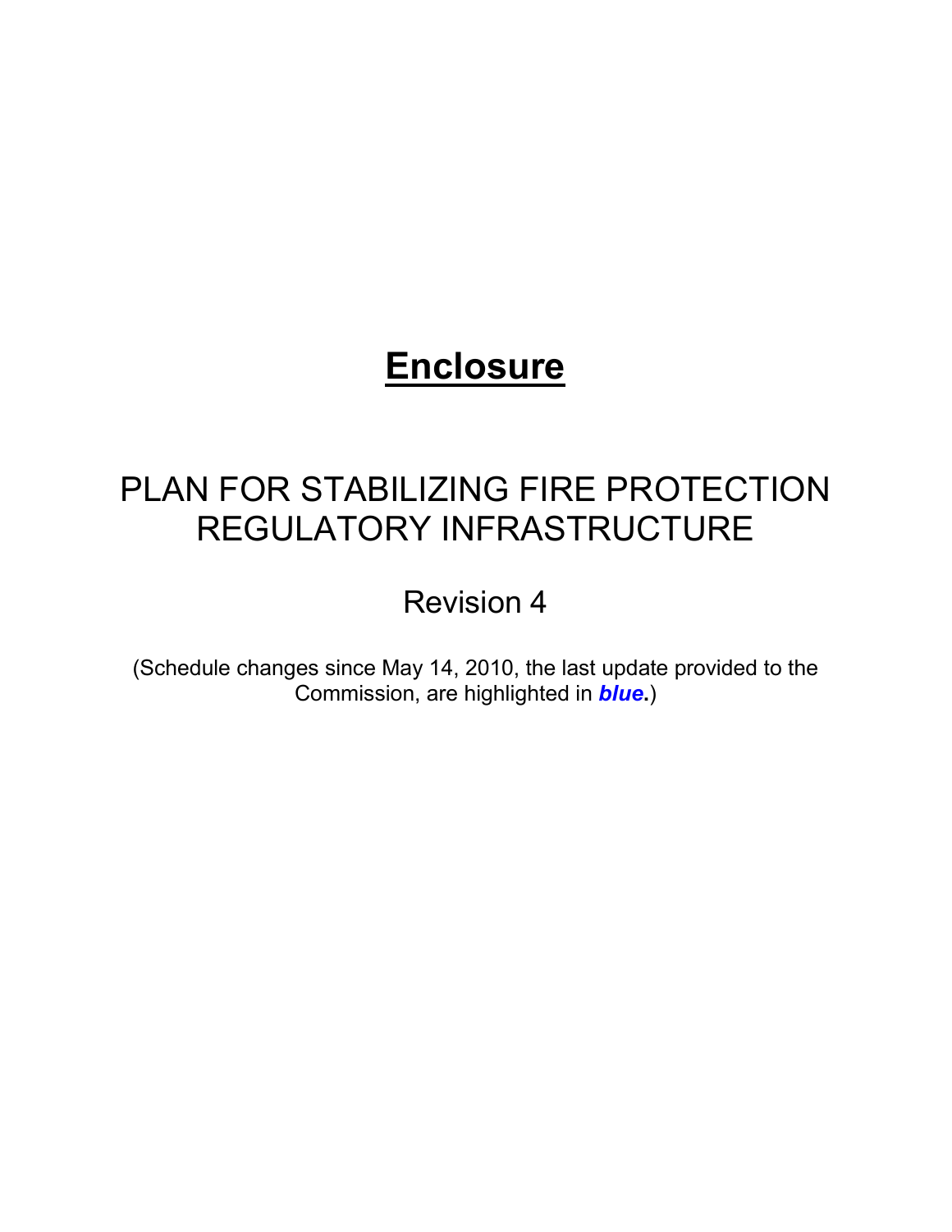# **Enclosure**

## PLAN FOR STABILIZING FIRE PROTECTION REGULATORY INFRASTRUCTURE

Revision 4

(Schedule changes since May 14, 2010, the last update provided to the Commission, are highlighted in ***blue*.**)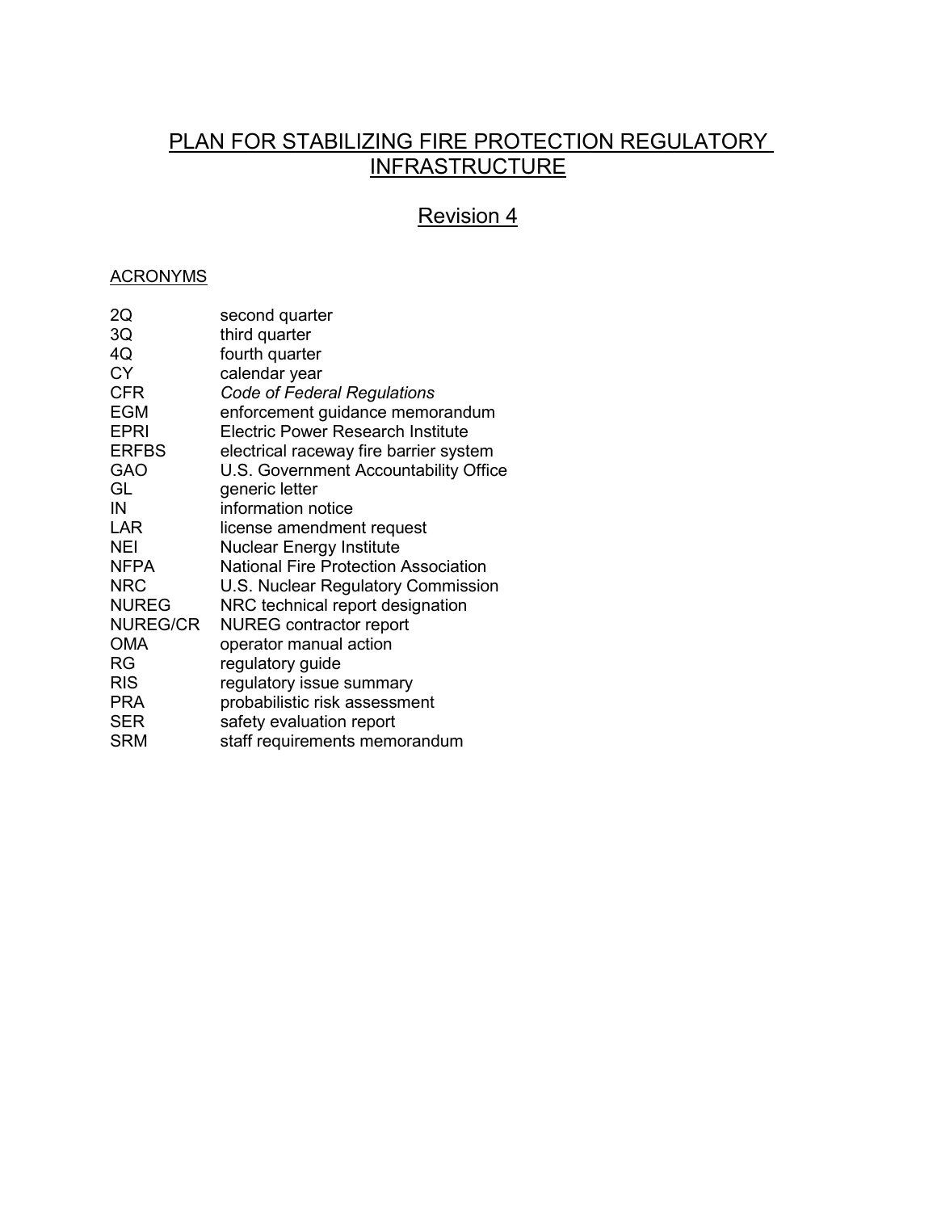# PLAN FOR STABILIZING FIRE PROTECTION REGULATORY INFRASTRUCTURE

## Revision 4

### ACRONYMS

| | |
|---|---|
| 2Q | second quarter |
| 3Q | third quarter |
| 4Q | fourth quarter |
| CY | calendar year |
| CFR | *Code of Federal Regulations* |
| EGM | enforcement guidance memorandum |
| EPRI | Electric Power Research Institute |
| ERFBS | electrical raceway fire barrier system |
| GAO | U.S. Government Accountability Office |
| GL | generic letter |
| IN | information notice |
| LAR | license amendment request |
| NEI | Nuclear Energy Institute |
| NFPA | National Fire Protection Association |
| NRC | U.S. Nuclear Regulatory Commission |
| NUREG | NRC technical report designation |
| NUREG/CR | NUREG contractor report |
| OMA | operator manual action |
| RG | regulatory guide |
| RIS | regulatory issue summary |
| PRA | probabilistic risk assessment |
| SER | safety evaluation report |
| SRM | staff requirements memorandum |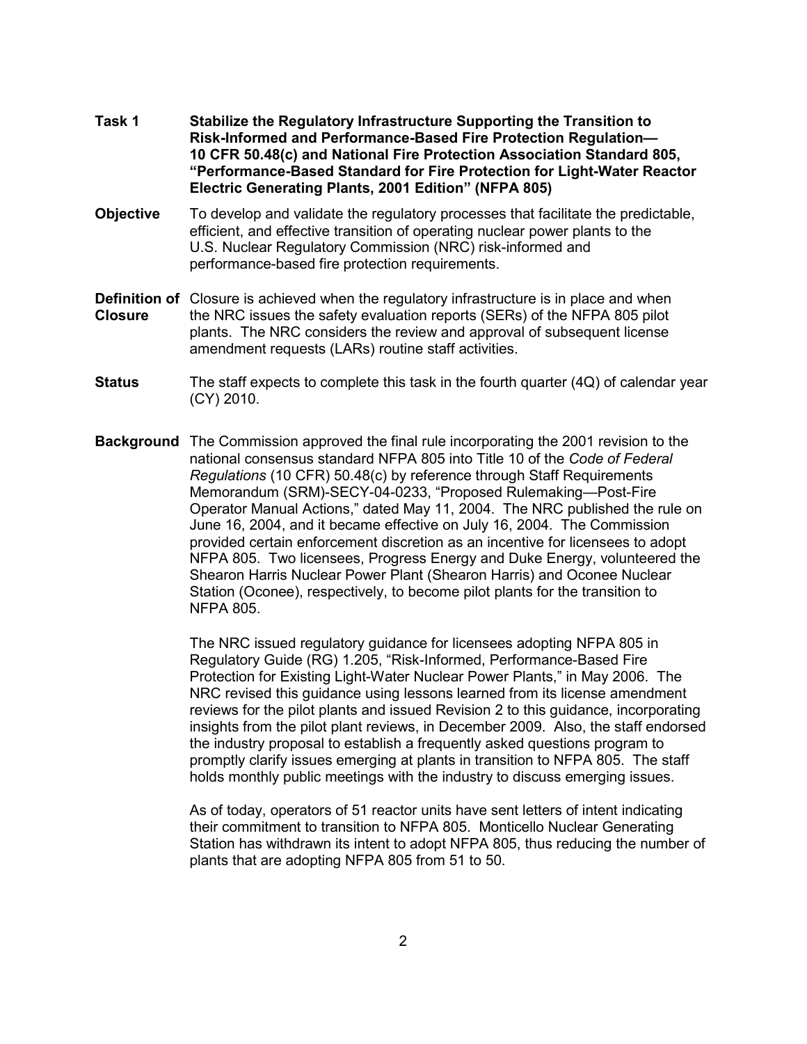**Task 1** **Stabilize the Regulatory Infrastructure Supporting the Transition to Risk-Informed and Performance-Based Fire Protection Regulation—10 CFR 50.48(c) and National Fire Protection Association Standard 805, "Performance-Based Standard for Fire Protection for Light-Water Reactor Electric Generating Plants, 2001 Edition" (NFPA 805)**

**Objective** To develop and validate the regulatory processes that facilitate the predictable, efficient, and effective transition of operating nuclear power plants to the U.S. Nuclear Regulatory Commission (NRC) risk-informed and performance-based fire protection requirements.

**Definition of Closure** Closure is achieved when the regulatory infrastructure is in place and when the NRC issues the safety evaluation reports (SERs) of the NFPA 805 pilot plants. The NRC considers the review and approval of subsequent license amendment requests (LARs) routine staff activities.

**Status** The staff expects to complete this task in the fourth quarter (4Q) of calendar year (CY) 2010.

**Background** The Commission approved the final rule incorporating the 2001 revision to the national consensus standard NFPA 805 into Title 10 of the *Code of Federal Regulations* (10 CFR) 50.48(c) by reference through Staff Requirements Memorandum (SRM)-SECY-04-0233, "Proposed Rulemaking—Post-Fire Operator Manual Actions," dated May 11, 2004. The NRC published the rule on June 16, 2004, and it became effective on July 16, 2004. The Commission provided certain enforcement discretion as an incentive for licensees to adopt NFPA 805. Two licensees, Progress Energy and Duke Energy, volunteered the Shearon Harris Nuclear Power Plant (Shearon Harris) and Oconee Nuclear Station (Oconee), respectively, to become pilot plants for the transition to NFPA 805.

The NRC issued regulatory guidance for licensees adopting NFPA 805 in Regulatory Guide (RG) 1.205, "Risk-Informed, Performance-Based Fire Protection for Existing Light-Water Nuclear Power Plants," in May 2006. The NRC revised this guidance using lessons learned from its license amendment reviews for the pilot plants and issued Revision 2 to this guidance, incorporating insights from the pilot plant reviews, in December 2009. Also, the staff endorsed the industry proposal to establish a frequently asked questions program to promptly clarify issues emerging at plants in transition to NFPA 805. The staff holds monthly public meetings with the industry to discuss emerging issues.

As of today, operators of 51 reactor units have sent letters of intent indicating their commitment to transition to NFPA 805. Monticello Nuclear Generating Station has withdrawn its intent to adopt NFPA 805, thus reducing the number of plants that are adopting NFPA 805 from 51 to 50.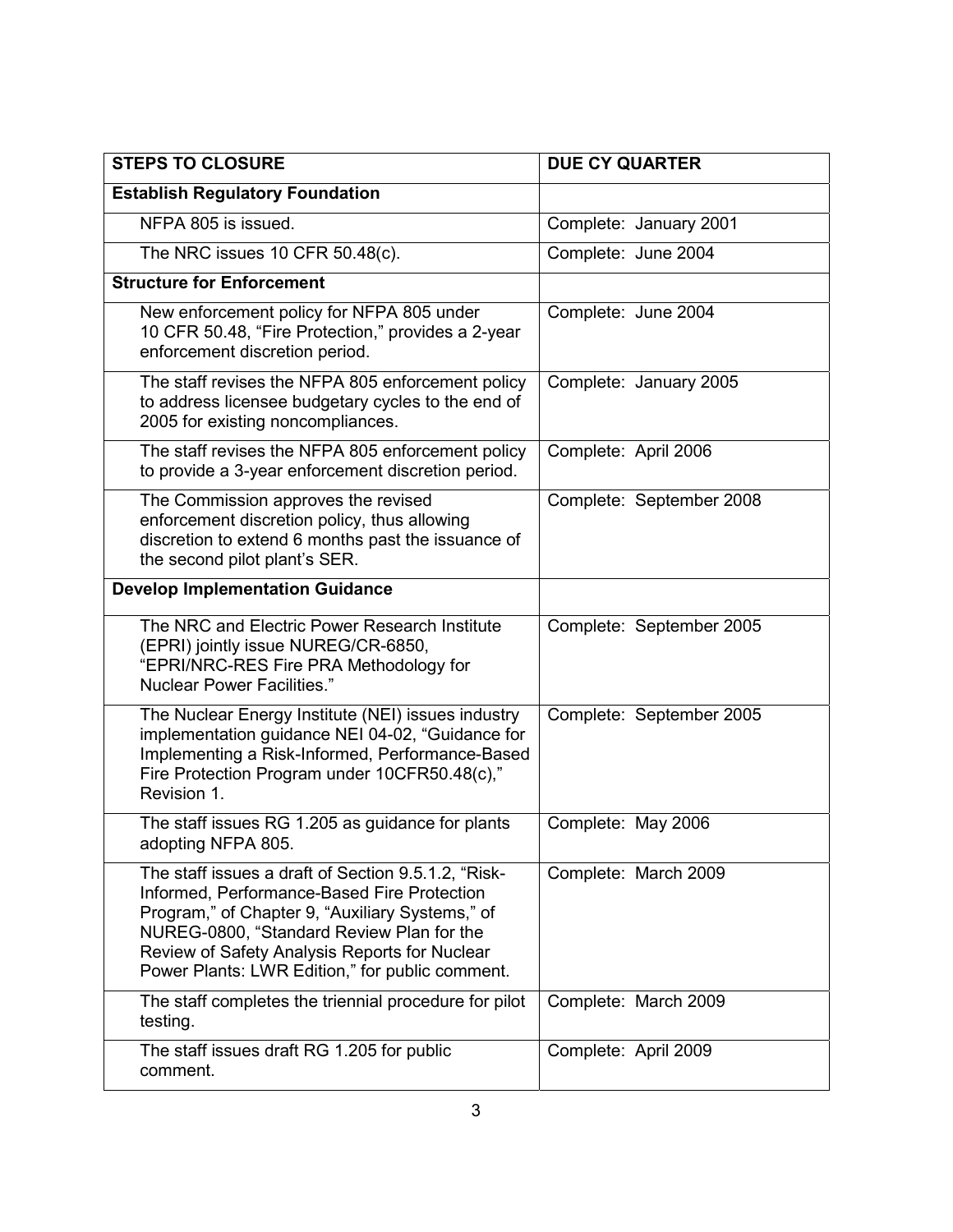| STEPS TO CLOSURE | DUE CY QUARTER |
|---|---|
| **Establish Regulatory Foundation** | |
| NFPA 805 is issued. | Complete: January 2001 |
| The NRC issues 10 CFR 50.48(c). | Complete: June 2004 |
| **Structure for Enforcement** | |
| New enforcement policy for NFPA 805 under 10 CFR 50.48, “Fire Protection,” provides a 2-year enforcement discretion period. | Complete: June 2004 |
| The staff revises the NFPA 805 enforcement policy to address licensee budgetary cycles to the end of 2005 for existing noncompliances. | Complete: January 2005 |
| The staff revises the NFPA 805 enforcement policy to provide a 3-year enforcement discretion period. | Complete: April 2006 |
| The Commission approves the revised enforcement discretion policy, thus allowing discretion to extend 6 months past the issuance of the second pilot plant’s SER. | Complete: September 2008 |
| **Develop Implementation Guidance** | |
| The NRC and Electric Power Research Institute (EPRI) jointly issue NUREG/CR-6850, “EPRI/NRC-RES Fire PRA Methodology for Nuclear Power Facilities.” | Complete: September 2005 |
| The Nuclear Energy Institute (NEI) issues industry implementation guidance NEI 04-02, “Guidance for Implementing a Risk-Informed, Performance-Based Fire Protection Program under 10CFR50.48(c),” Revision 1. | Complete: September 2005 |
| The staff issues RG 1.205 as guidance for plants adopting NFPA 805. | Complete: May 2006 |
| The staff issues a draft of Section 9.5.1.2, “Risk-Informed, Performance-Based Fire Protection Program,” of Chapter 9, “Auxiliary Systems,” of NUREG-0800, “Standard Review Plan for the Review of Safety Analysis Reports for Nuclear Power Plants: LWR Edition,” for public comment. | Complete: March 2009 |
| The staff completes the triennial procedure for pilot testing. | Complete: March 2009 |
| The staff issues draft RG 1.205 for public comment. | Complete: April 2009 |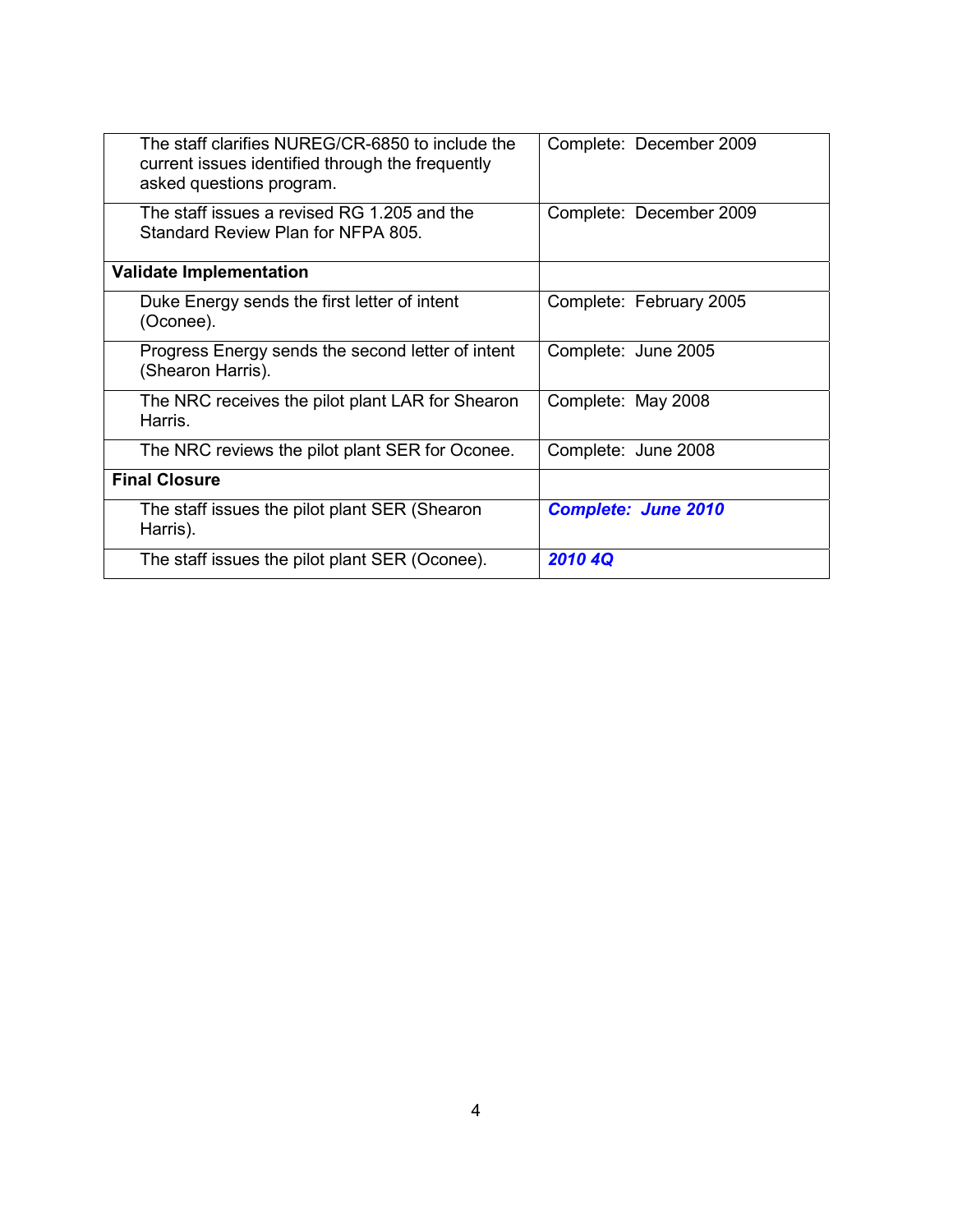| | |
|---|---|
| The staff clarifies NUREG/CR-6850 to include the current issues identified through the frequently asked questions program. | Complete: December 2009 |
| The staff issues a revised RG 1.205 and the Standard Review Plan for NFPA 805. | Complete: December 2009 |
| **Validate Implementation** | |
| Duke Energy sends the first letter of intent (Oconee). | Complete: February 2005 |
| Progress Energy sends the second letter of intent (Shearon Harris). | Complete: June 2005 |
| The NRC receives the pilot plant LAR for Shearon Harris. | Complete: May 2008 |
| The NRC reviews the pilot plant SER for Oconee. | Complete: June 2008 |
| **Final Closure** | |
| The staff issues the pilot plant SER (Shearon Harris). | ***Complete: June 2010*** |
| The staff issues the pilot plant SER (Oconee). | ***2010 4Q*** |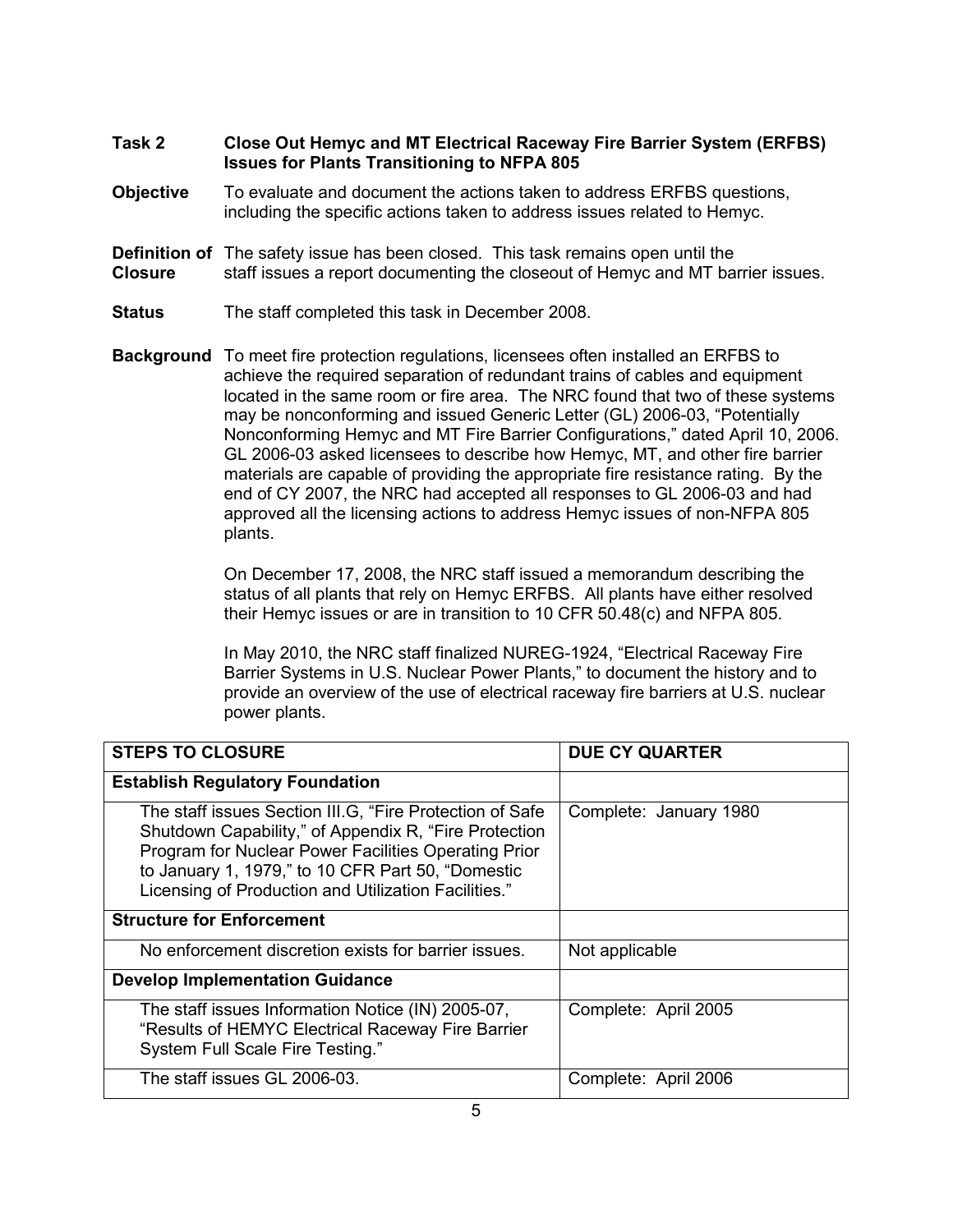**Task 2** **Close Out Hemyc and MT Electrical Raceway Fire Barrier System (ERFBS) Issues for Plants Transitioning to NFPA 805**

**Objective** To evaluate and document the actions taken to address ERFBS questions, including the specific actions taken to address issues related to Hemyc.

**Definition of Closure** The safety issue has been closed. This task remains open until the staff issues a report documenting the closeout of Hemyc and MT barrier issues.

**Status** The staff completed this task in December 2008.

**Background** To meet fire protection regulations, licensees often installed an ERFBS to achieve the required separation of redundant trains of cables and equipment located in the same room or fire area. The NRC found that two of these systems may be nonconforming and issued Generic Letter (GL) 2006-03, "Potentially Nonconforming Hemyc and MT Fire Barrier Configurations," dated April 10, 2006. GL 2006-03 asked licensees to describe how Hemyc, MT, and other fire barrier materials are capable of providing the appropriate fire resistance rating. By the end of CY 2007, the NRC had accepted all responses to GL 2006-03 and had approved all the licensing actions to address Hemyc issues of non-NFPA 805 plants.

On December 17, 2008, the NRC staff issued a memorandum describing the status of all plants that rely on Hemyc ERFBS. All plants have either resolved their Hemyc issues or are in transition to 10 CFR 50.48(c) and NFPA 805.

In May 2010, the NRC staff finalized NUREG-1924, "Electrical Raceway Fire Barrier Systems in U.S. Nuclear Power Plants," to document the history and to provide an overview of the use of electrical raceway fire barriers at U.S. nuclear power plants.

| STEPS TO CLOSURE | DUE CY QUARTER |
|---|---|
| **Establish Regulatory Foundation** | |
| The staff issues Section III.G, "Fire Protection of Safe Shutdown Capability," of Appendix R, "Fire Protection Program for Nuclear Power Facilities Operating Prior to January 1, 1979," to 10 CFR Part 50, "Domestic Licensing of Production and Utilization Facilities." | Complete: January 1980 |
| **Structure for Enforcement** | |
| No enforcement discretion exists for barrier issues. | Not applicable |
| **Develop Implementation Guidance** | |
| The staff issues Information Notice (IN) 2005-07, "Results of HEMYC Electrical Raceway Fire Barrier System Full Scale Fire Testing." | Complete: April 2005 |
| The staff issues GL 2006-03. | Complete: April 2006 |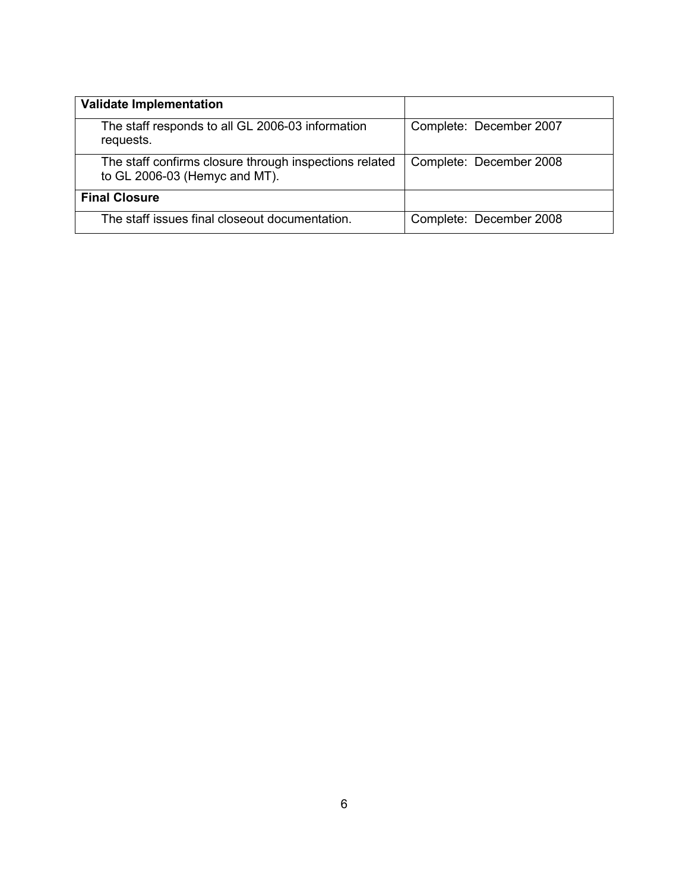| **Validate Implementation** | |
| --- | --- |
| The staff responds to all GL 2006-03 information requests. | Complete: December 2007 |
| The staff confirms closure through inspections related to GL 2006-03 (Hemyc and MT). | Complete: December 2008 |
| **Final Closure** | |
| The staff issues final closeout documentation. | Complete: December 2008 |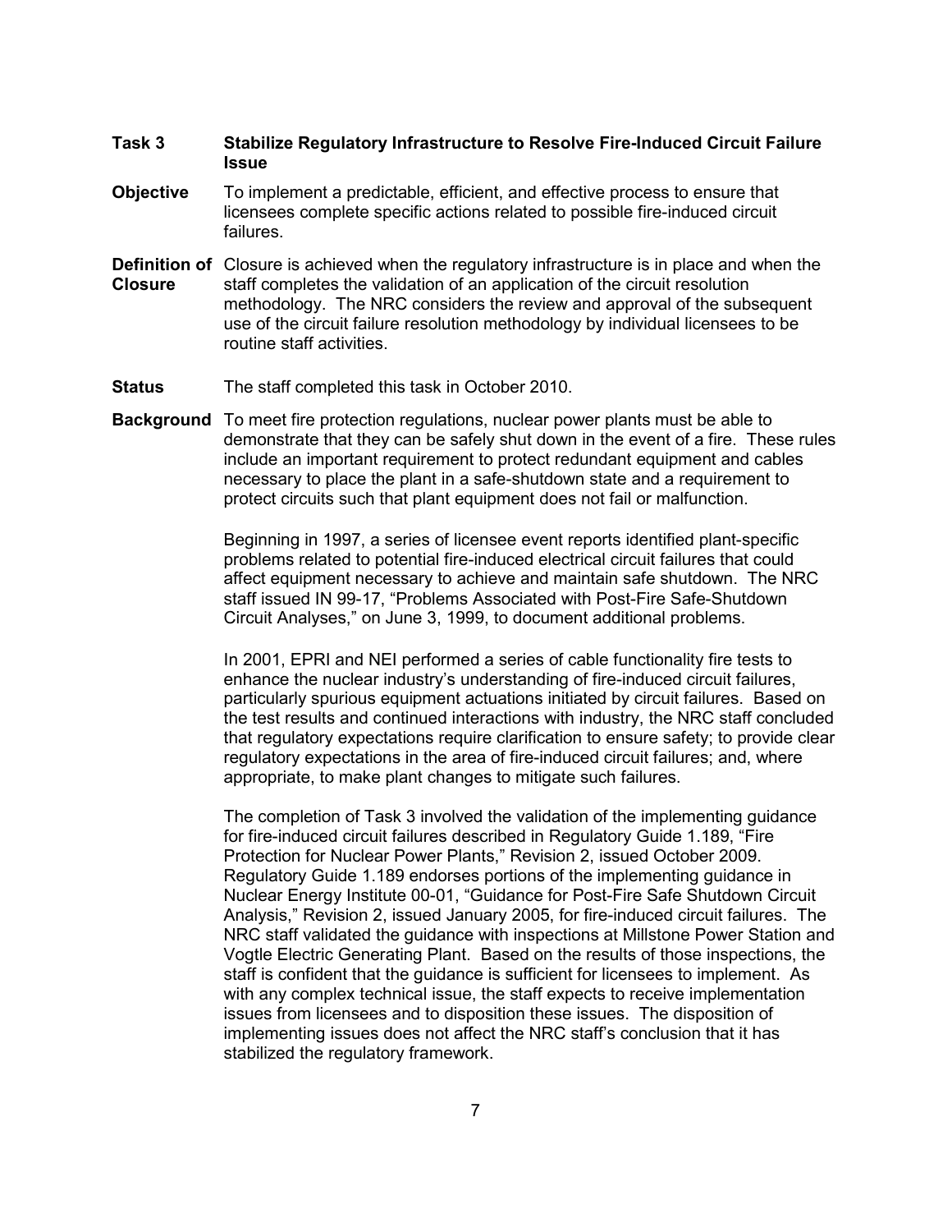**Task 3** **Stabilize Regulatory Infrastructure to Resolve Fire-Induced Circuit Failure Issue**

**Objective** To implement a predictable, efficient, and effective process to ensure that licensees complete specific actions related to possible fire-induced circuit failures.

**Definition of Closure** Closure is achieved when the regulatory infrastructure is in place and when the staff completes the validation of an application of the circuit resolution methodology. The NRC considers the review and approval of the subsequent use of the circuit failure resolution methodology by individual licensees to be routine staff activities.

**Status** The staff completed this task in October 2010.

**Background** To meet fire protection regulations, nuclear power plants must be able to demonstrate that they can be safely shut down in the event of a fire. These rules include an important requirement to protect redundant equipment and cables necessary to place the plant in a safe-shutdown state and a requirement to protect circuits such that plant equipment does not fail or malfunction.

Beginning in 1997, a series of licensee event reports identified plant-specific problems related to potential fire-induced electrical circuit failures that could affect equipment necessary to achieve and maintain safe shutdown. The NRC staff issued IN 99-17, "Problems Associated with Post-Fire Safe-Shutdown Circuit Analyses," on June 3, 1999, to document additional problems.

In 2001, EPRI and NEI performed a series of cable functionality fire tests to enhance the nuclear industry's understanding of fire-induced circuit failures, particularly spurious equipment actuations initiated by circuit failures. Based on the test results and continued interactions with industry, the NRC staff concluded that regulatory expectations require clarification to ensure safety; to provide clear regulatory expectations in the area of fire-induced circuit failures; and, where appropriate, to make plant changes to mitigate such failures.

The completion of Task 3 involved the validation of the implementing guidance for fire-induced circuit failures described in Regulatory Guide 1.189, "Fire Protection for Nuclear Power Plants," Revision 2, issued October 2009. Regulatory Guide 1.189 endorses portions of the implementing guidance in Nuclear Energy Institute 00-01, "Guidance for Post-Fire Safe Shutdown Circuit Analysis," Revision 2, issued January 2005, for fire-induced circuit failures. The NRC staff validated the guidance with inspections at Millstone Power Station and Vogtle Electric Generating Plant. Based on the results of those inspections, the staff is confident that the guidance is sufficient for licensees to implement. As with any complex technical issue, the staff expects to receive implementation issues from licensees and to disposition these issues. The disposition of implementing issues does not affect the NRC staff's conclusion that it has stabilized the regulatory framework.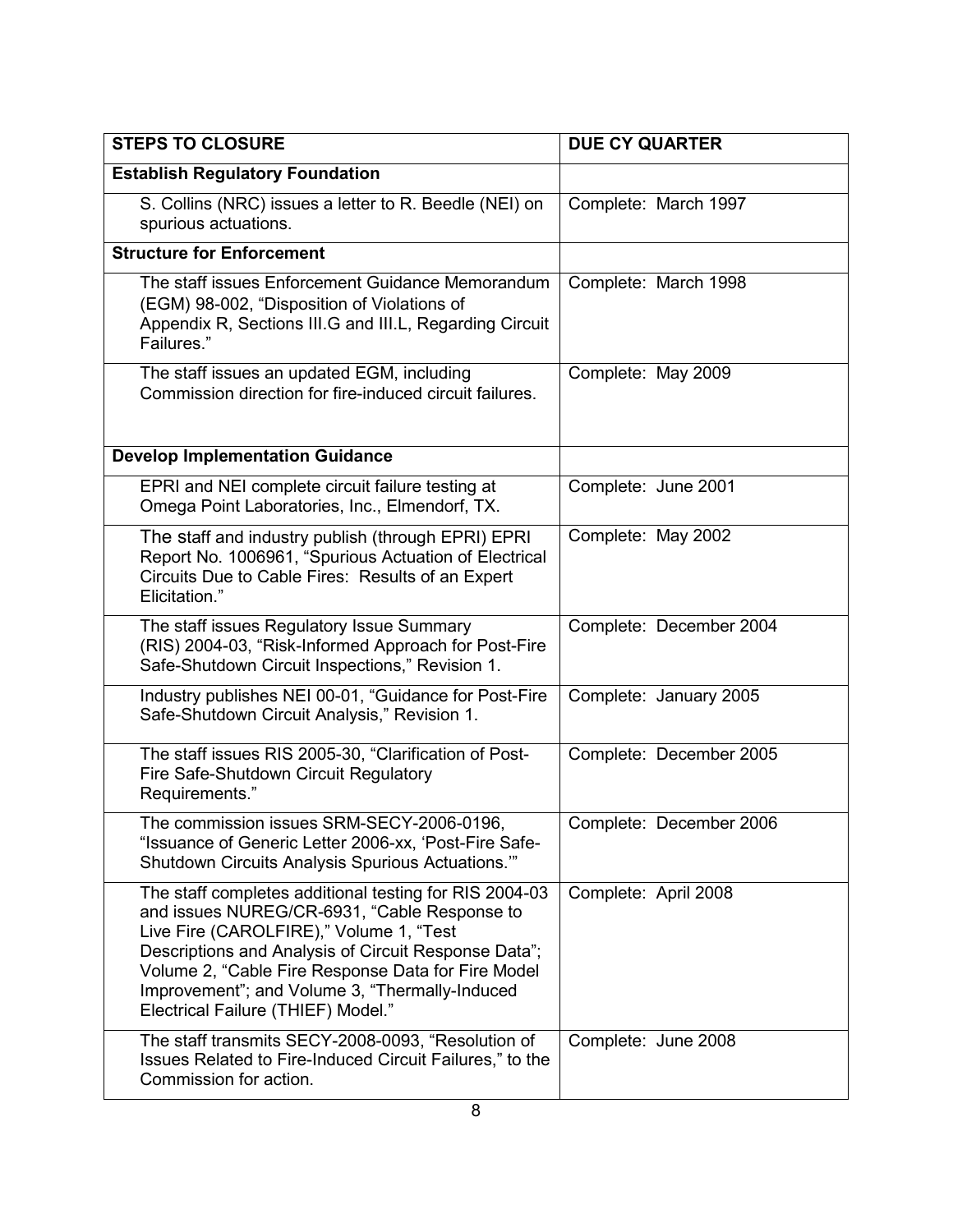| STEPS TO CLOSURE | DUE CY QUARTER |
|---|---|
| **Establish Regulatory Foundation** | |
| S. Collins (NRC) issues a letter to R. Beedle (NEI) on spurious actuations. | Complete: March 1997 |
| **Structure for Enforcement** | |
| The staff issues Enforcement Guidance Memorandum (EGM) 98-002, "Disposition of Violations of Appendix R, Sections III.G and III.L, Regarding Circuit Failures." | Complete: March 1998 |
| The staff issues an updated EGM, including Commission direction for fire-induced circuit failures. | Complete: May 2009 |
| **Develop Implementation Guidance** | |
| EPRI and NEI complete circuit failure testing at Omega Point Laboratories, Inc., Elmendorf, TX. | Complete: June 2001 |
| The staff and industry publish (through EPRI) EPRI Report No. 1006961, "Spurious Actuation of Electrical Circuits Due to Cable Fires: Results of an Expert Elicitation." | Complete: May 2002 |
| The staff issues Regulatory Issue Summary (RIS) 2004-03, "Risk-Informed Approach for Post-Fire Safe-Shutdown Circuit Inspections," Revision 1. | Complete: December 2004 |
| Industry publishes NEI 00-01, "Guidance for Post-Fire Safe-Shutdown Circuit Analysis," Revision 1. | Complete: January 2005 |
| The staff issues RIS 2005-30, "Clarification of Post-Fire Safe-Shutdown Circuit Regulatory Requirements." | Complete: December 2005 |
| The commission issues SRM-SECY-2006-0196, "Issuance of Generic Letter 2006-xx, 'Post-Fire Safe-Shutdown Circuits Analysis Spurious Actuations.'" | Complete: December 2006 |
| The staff completes additional testing for RIS 2004-03 and issues NUREG/CR-6931, "Cable Response to Live Fire (CAROLFIRE)," Volume 1, "Test Descriptions and Analysis of Circuit Response Data"; Volume 2, "Cable Fire Response Data for Fire Model Improvement"; and Volume 3, "Thermally-Induced Electrical Failure (THIEF) Model." | Complete: April 2008 |
| The staff transmits SECY-2008-0093, "Resolution of Issues Related to Fire-Induced Circuit Failures," to the Commission for action. | Complete: June 2008 |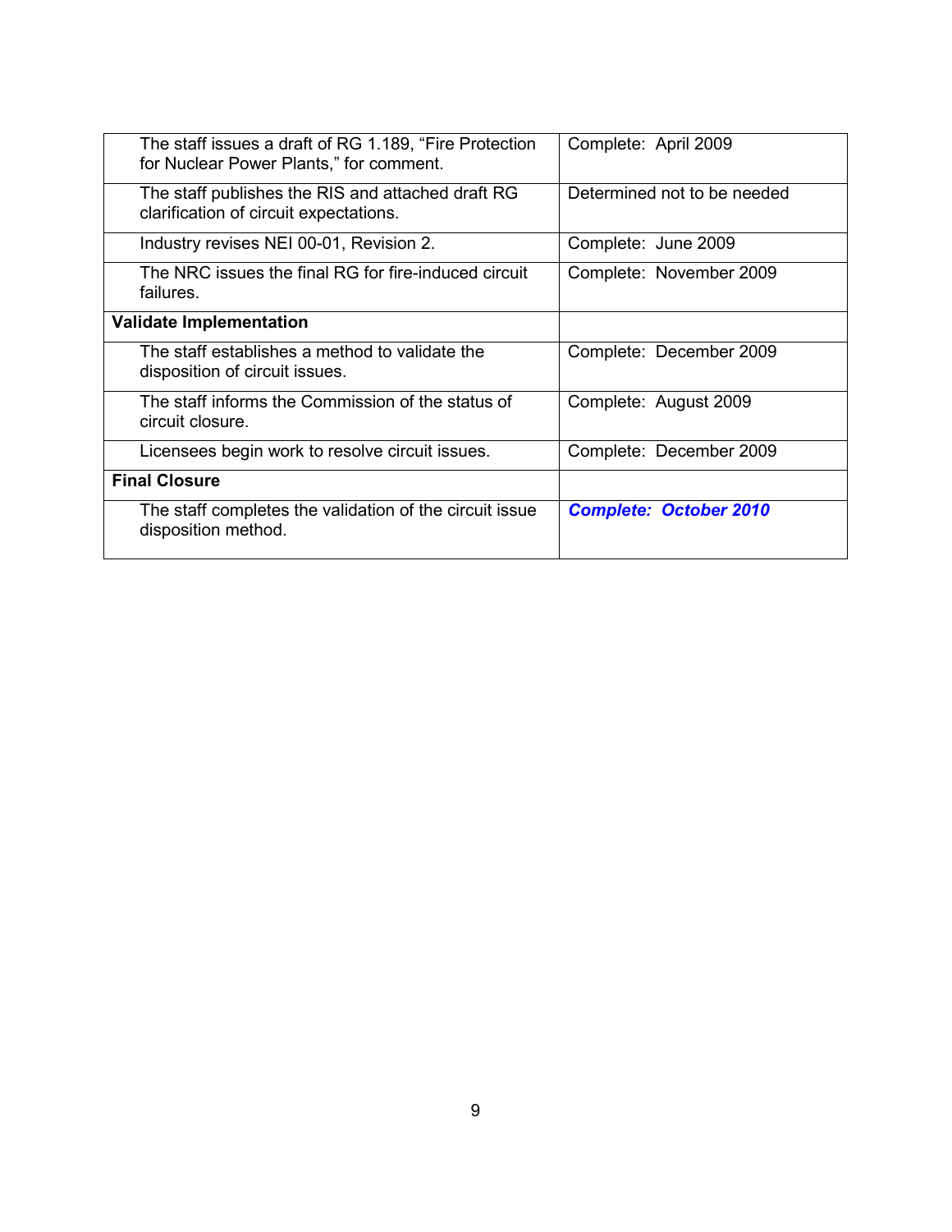| | |
|---|---|
| The staff issues a draft of RG 1.189, "Fire Protection for Nuclear Power Plants," for comment. | Complete: April 2009 |
| The staff publishes the RIS and attached draft RG clarification of circuit expectations. | Determined not to be needed |
| Industry revises NEI 00-01, Revision 2. | Complete: June 2009 |
| The NRC issues the final RG for fire-induced circuit failures. | Complete: November 2009 |
| **Validate Implementation** | |
| The staff establishes a method to validate the disposition of circuit issues. | Complete: December 2009 |
| The staff informs the Commission of the status of circuit closure. | Complete: August 2009 |
| Licensees begin work to resolve circuit issues. | Complete: December 2009 |
| **Final Closure** | |
| The staff completes the validation of the circuit issue disposition method. | ***Complete: October 2010*** |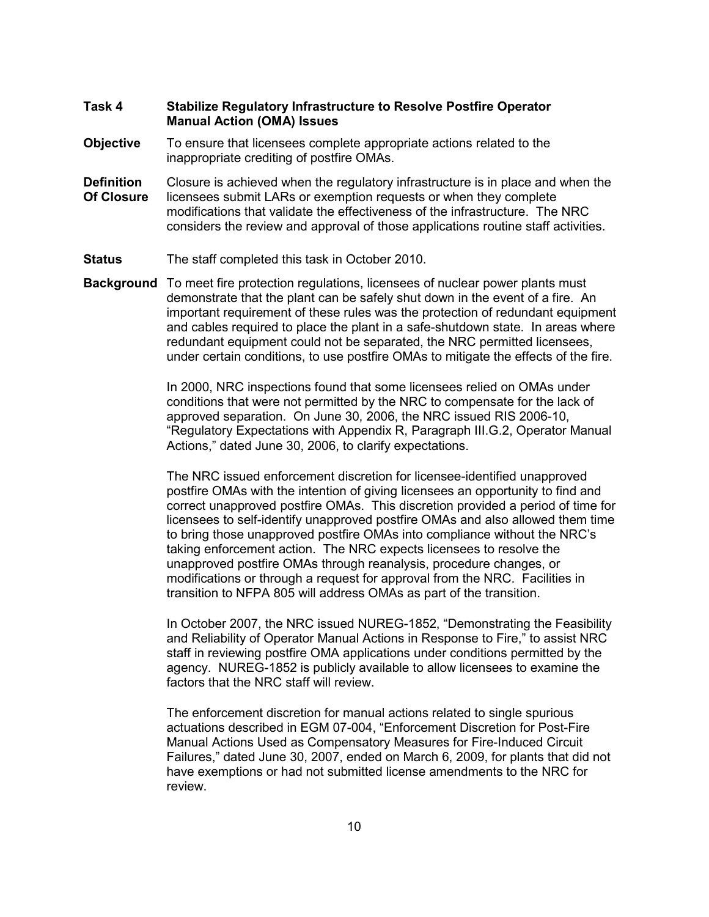**Task 4** **Stabilize Regulatory Infrastructure to Resolve Postfire Operator Manual Action (OMA) Issues**

**Objective** To ensure that licensees complete appropriate actions related to the inappropriate crediting of postfire OMAs.

**Definition Of Closure** Closure is achieved when the regulatory infrastructure is in place and when the licensees submit LARs or exemption requests or when they complete modifications that validate the effectiveness of the infrastructure. The NRC considers the review and approval of those applications routine staff activities.

**Status** The staff completed this task in October 2010.

**Background** To meet fire protection regulations, licensees of nuclear power plants must demonstrate that the plant can be safely shut down in the event of a fire. An important requirement of these rules was the protection of redundant equipment and cables required to place the plant in a safe-shutdown state. In areas where redundant equipment could not be separated, the NRC permitted licensees, under certain conditions, to use postfire OMAs to mitigate the effects of the fire.

In 2000, NRC inspections found that some licensees relied on OMAs under conditions that were not permitted by the NRC to compensate for the lack of approved separation. On June 30, 2006, the NRC issued RIS 2006-10, "Regulatory Expectations with Appendix R, Paragraph III.G.2, Operator Manual Actions," dated June 30, 2006, to clarify expectations.

The NRC issued enforcement discretion for licensee-identified unapproved postfire OMAs with the intention of giving licensees an opportunity to find and correct unapproved postfire OMAs. This discretion provided a period of time for licensees to self-identify unapproved postfire OMAs and also allowed them time to bring those unapproved postfire OMAs into compliance without the NRC's taking enforcement action. The NRC expects licensees to resolve the unapproved postfire OMAs through reanalysis, procedure changes, or modifications or through a request for approval from the NRC. Facilities in transition to NFPA 805 will address OMAs as part of the transition.

In October 2007, the NRC issued NUREG-1852, "Demonstrating the Feasibility and Reliability of Operator Manual Actions in Response to Fire," to assist NRC staff in reviewing postfire OMA applications under conditions permitted by the agency. NUREG-1852 is publicly available to allow licensees to examine the factors that the NRC staff will review.

The enforcement discretion for manual actions related to single spurious actuations described in EGM 07-004, "Enforcement Discretion for Post-Fire Manual Actions Used as Compensatory Measures for Fire-Induced Circuit Failures," dated June 30, 2007, ended on March 6, 2009, for plants that did not have exemptions or had not submitted license amendments to the NRC for review.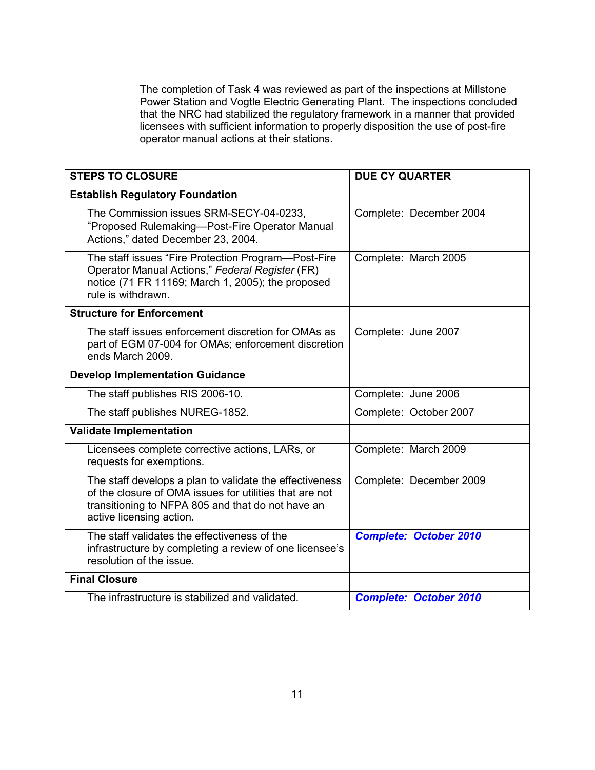The completion of Task 4 was reviewed as part of the inspections at Millstone Power Station and Vogtle Electric Generating Plant. The inspections concluded that the NRC had stabilized the regulatory framework in a manner that provided licensees with sufficient information to properly disposition the use of post-fire operator manual actions at their stations.

| STEPS TO CLOSURE | DUE CY QUARTER |
|---|---|
| **Establish Regulatory Foundation** | |
| The Commission issues SRM-SECY-04-0233, "Proposed Rulemaking—Post-Fire Operator Manual Actions," dated December 23, 2004. | Complete: December 2004 |
| The staff issues "Fire Protection Program—Post-Fire Operator Manual Actions," *Federal Register* (FR) notice (71 FR 11169; March 1, 2005); the proposed rule is withdrawn. | Complete: March 2005 |
| **Structure for Enforcement** | |
| The staff issues enforcement discretion for OMAs as part of EGM 07-004 for OMAs; enforcement discretion ends March 2009. | Complete: June 2007 |
| **Develop Implementation Guidance** | |
| The staff publishes RIS 2006-10. | Complete: June 2006 |
| The staff publishes NUREG-1852. | Complete: October 2007 |
| **Validate Implementation** | |
| Licensees complete corrective actions, LARs, or requests for exemptions. | Complete: March 2009 |
| The staff develops a plan to validate the effectiveness of the closure of OMA issues for utilities that are not transitioning to NFPA 805 and that do not have an active licensing action. | Complete: December 2009 |
| The staff validates the effectiveness of the infrastructure by completing a review of one licensee's resolution of the issue. | ***Complete: October 2010*** |
| **Final Closure** | |
| The infrastructure is stabilized and validated. | ***Complete: October 2010*** |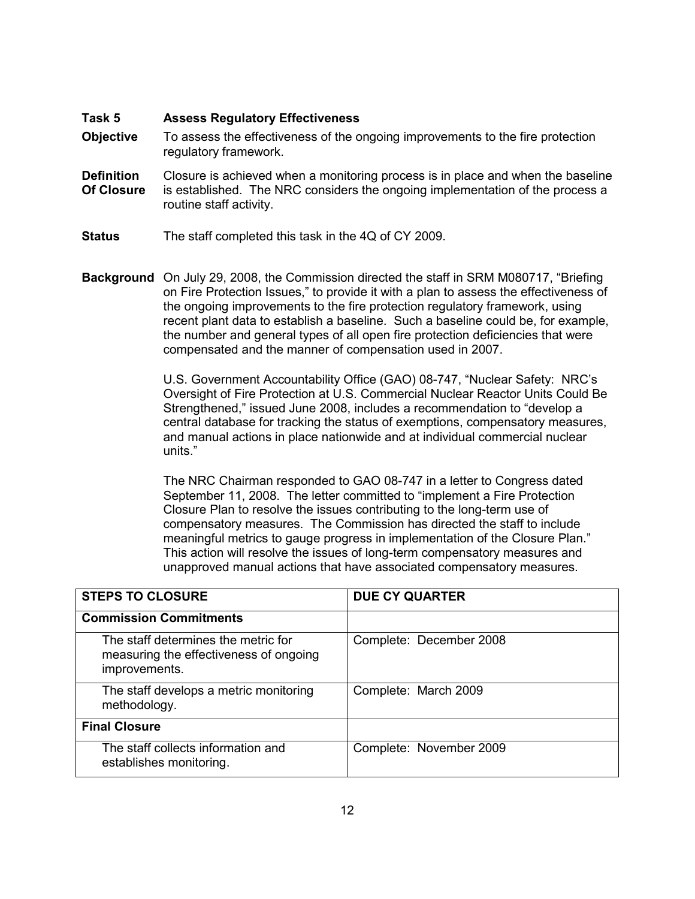**Task 5 Assess Regulatory Effectiveness**

**Objective** To assess the effectiveness of the ongoing improvements to the fire protection regulatory framework.

**Definition Of Closure** Closure is achieved when a monitoring process is in place and when the baseline is established. The NRC considers the ongoing implementation of the process a routine staff activity.

**Status** The staff completed this task in the 4Q of CY 2009.

**Background** On July 29, 2008, the Commission directed the staff in SRM M080717, "Briefing on Fire Protection Issues," to provide it with a plan to assess the effectiveness of the ongoing improvements to the fire protection regulatory framework, using recent plant data to establish a baseline. Such a baseline could be, for example, the number and general types of all open fire protection deficiencies that were compensated and the manner of compensation used in 2007.

U.S. Government Accountability Office (GAO) 08-747, "Nuclear Safety: NRC's Oversight of Fire Protection at U.S. Commercial Nuclear Reactor Units Could Be Strengthened," issued June 2008, includes a recommendation to "develop a central database for tracking the status of exemptions, compensatory measures, and manual actions in place nationwide and at individual commercial nuclear units."

The NRC Chairman responded to GAO 08-747 in a letter to Congress dated September 11, 2008. The letter committed to "implement a Fire Protection Closure Plan to resolve the issues contributing to the long-term use of compensatory measures. The Commission has directed the staff to include meaningful metrics to gauge progress in implementation of the Closure Plan." This action will resolve the issues of long-term compensatory measures and unapproved manual actions that have associated compensatory measures.

| STEPS TO CLOSURE | DUE CY QUARTER |
|---|---|
| **Commission Commitments** | |
| The staff determines the metric for measuring the effectiveness of ongoing improvements. | Complete: December 2008 |
| The staff develops a metric monitoring methodology. | Complete: March 2009 |
| **Final Closure** | |
| The staff collects information and establishes monitoring. | Complete: November 2009 |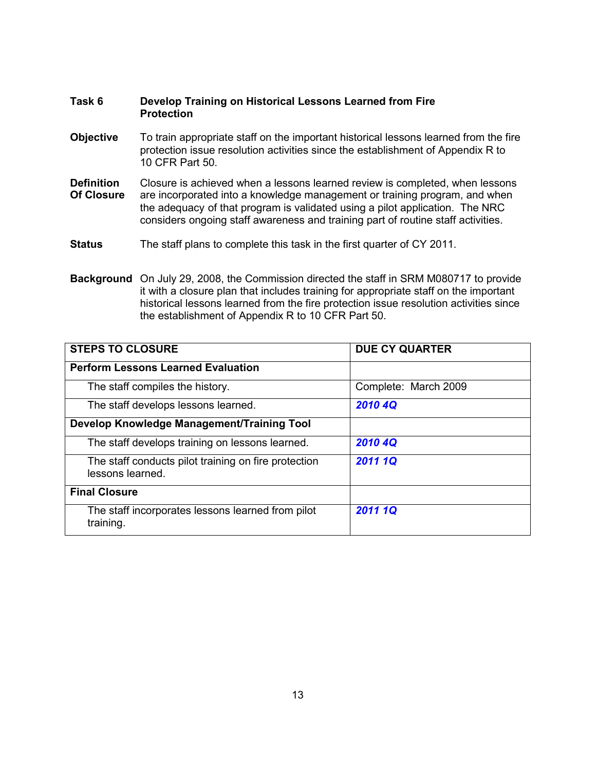**Task 6** **Develop Training on Historical Lessons Learned from Fire Protection**

**Objective** To train appropriate staff on the important historical lessons learned from the fire protection issue resolution activities since the establishment of Appendix R to 10 CFR Part 50.

**Definition Of Closure** Closure is achieved when a lessons learned review is completed, when lessons are incorporated into a knowledge management or training program, and when the adequacy of that program is validated using a pilot application. The NRC considers ongoing staff awareness and training part of routine staff activities.

**Status** The staff plans to complete this task in the first quarter of CY 2011.

**Background** On July 29, 2008, the Commission directed the staff in SRM M080717 to provide it with a closure plan that includes training for appropriate staff on the important historical lessons learned from the fire protection issue resolution activities since the establishment of Appendix R to 10 CFR Part 50.

| STEPS TO CLOSURE | DUE CY QUARTER |
|---|---|
| **Perform Lessons Learned Evaluation** | |
| The staff compiles the history. | Complete: March 2009 |
| The staff develops lessons learned. | ***2010 4Q*** |
| **Develop Knowledge Management/Training Tool** | |
| The staff develops training on lessons learned. | ***2010 4Q*** |
| The staff conducts pilot training on fire protection lessons learned. | ***2011 1Q*** |
| **Final Closure** | |
| The staff incorporates lessons learned from pilot training. | ***2011 1Q*** |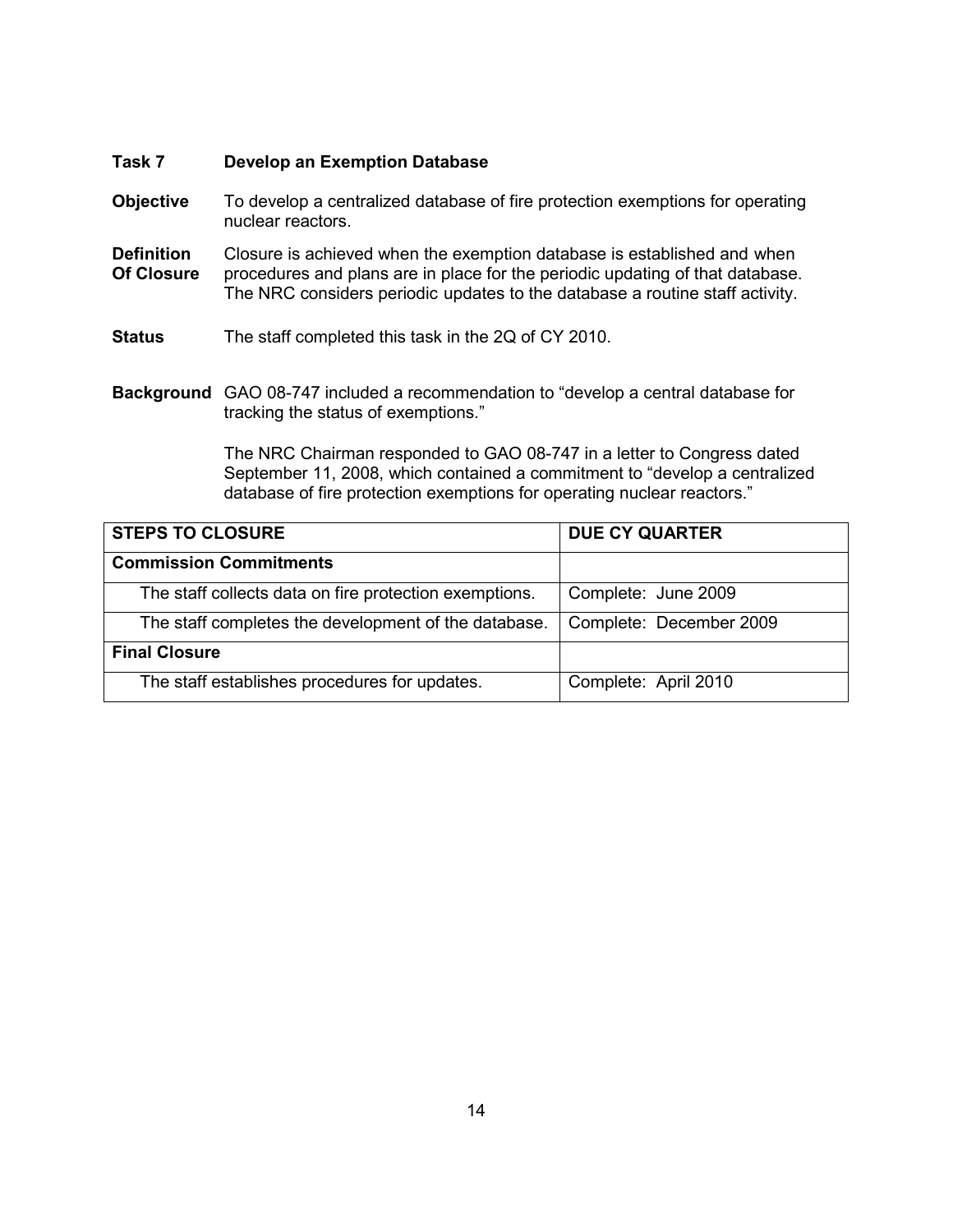**Task 7** **Develop an Exemption Database**

**Objective** To develop a centralized database of fire protection exemptions for operating nuclear reactors.

**Definition Of Closure** Closure is achieved when the exemption database is established and when procedures and plans are in place for the periodic updating of that database. The NRC considers periodic updates to the database a routine staff activity.

**Status** The staff completed this task in the 2Q of CY 2010.

**Background** GAO 08-747 included a recommendation to "develop a central database for tracking the status of exemptions."

The NRC Chairman responded to GAO 08-747 in a letter to Congress dated September 11, 2008, which contained a commitment to "develop a centralized database of fire protection exemptions for operating nuclear reactors."

| STEPS TO CLOSURE | DUE CY QUARTER |
|---|---|
| **Commission Commitments** | |
| The staff collects data on fire protection exemptions. | Complete: June 2009 |
| The staff completes the development of the database. | Complete: December 2009 |
| **Final Closure** | |
| The staff establishes procedures for updates. | Complete: April 2010 |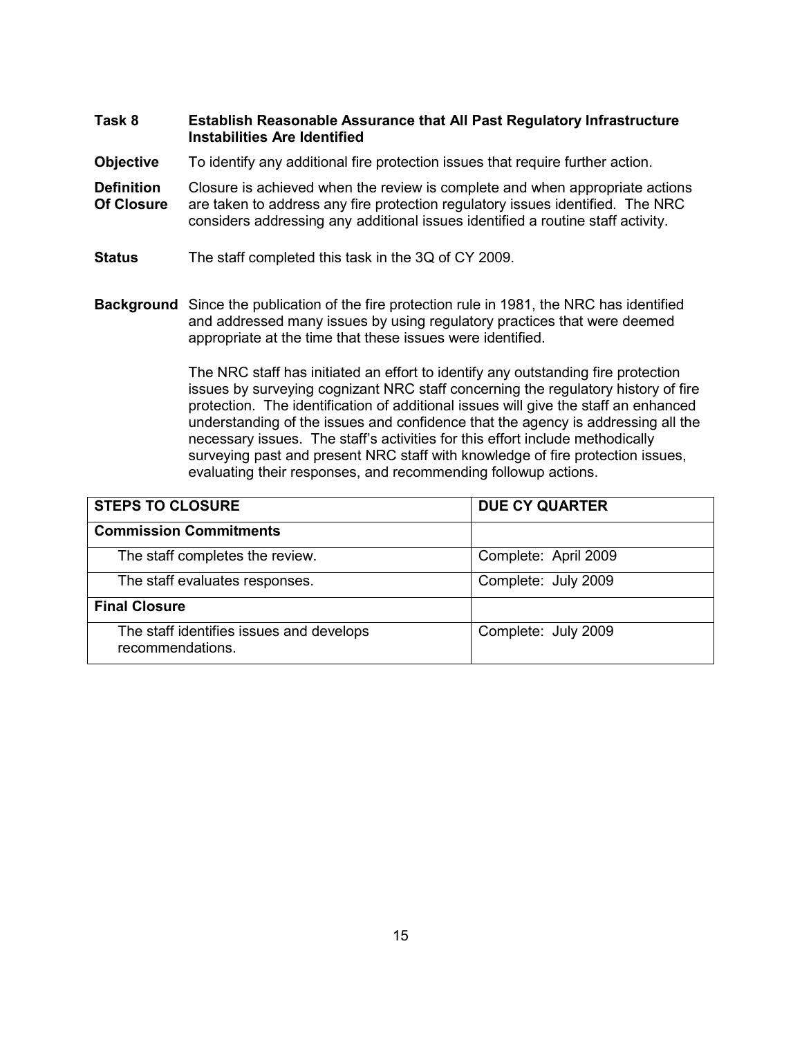**Task 8** **Establish Reasonable Assurance that All Past Regulatory Infrastructure Instabilities Are Identified**

**Objective** To identify any additional fire protection issues that require further action.

**Definition Of Closure** Closure is achieved when the review is complete and when appropriate actions are taken to address any fire protection regulatory issues identified. The NRC considers addressing any additional issues identified a routine staff activity.

**Status** The staff completed this task in the 3Q of CY 2009.

**Background** Since the publication of the fire protection rule in 1981, the NRC has identified and addressed many issues by using regulatory practices that were deemed appropriate at the time that these issues were identified.

The NRC staff has initiated an effort to identify any outstanding fire protection issues by surveying cognizant NRC staff concerning the regulatory history of fire protection. The identification of additional issues will give the staff an enhanced understanding of the issues and confidence that the agency is addressing all the necessary issues. The staff's activities for this effort include methodically surveying past and present NRC staff with knowledge of fire protection issues, evaluating their responses, and recommending followup actions.

| STEPS TO CLOSURE | DUE CY QUARTER |
|---|---|
| **Commission Commitments** | |
| The staff completes the review. | Complete: April 2009 |
| The staff evaluates responses. | Complete: July 2009 |
| **Final Closure** | |
| The staff identifies issues and develops recommendations. | Complete: July 2009 |